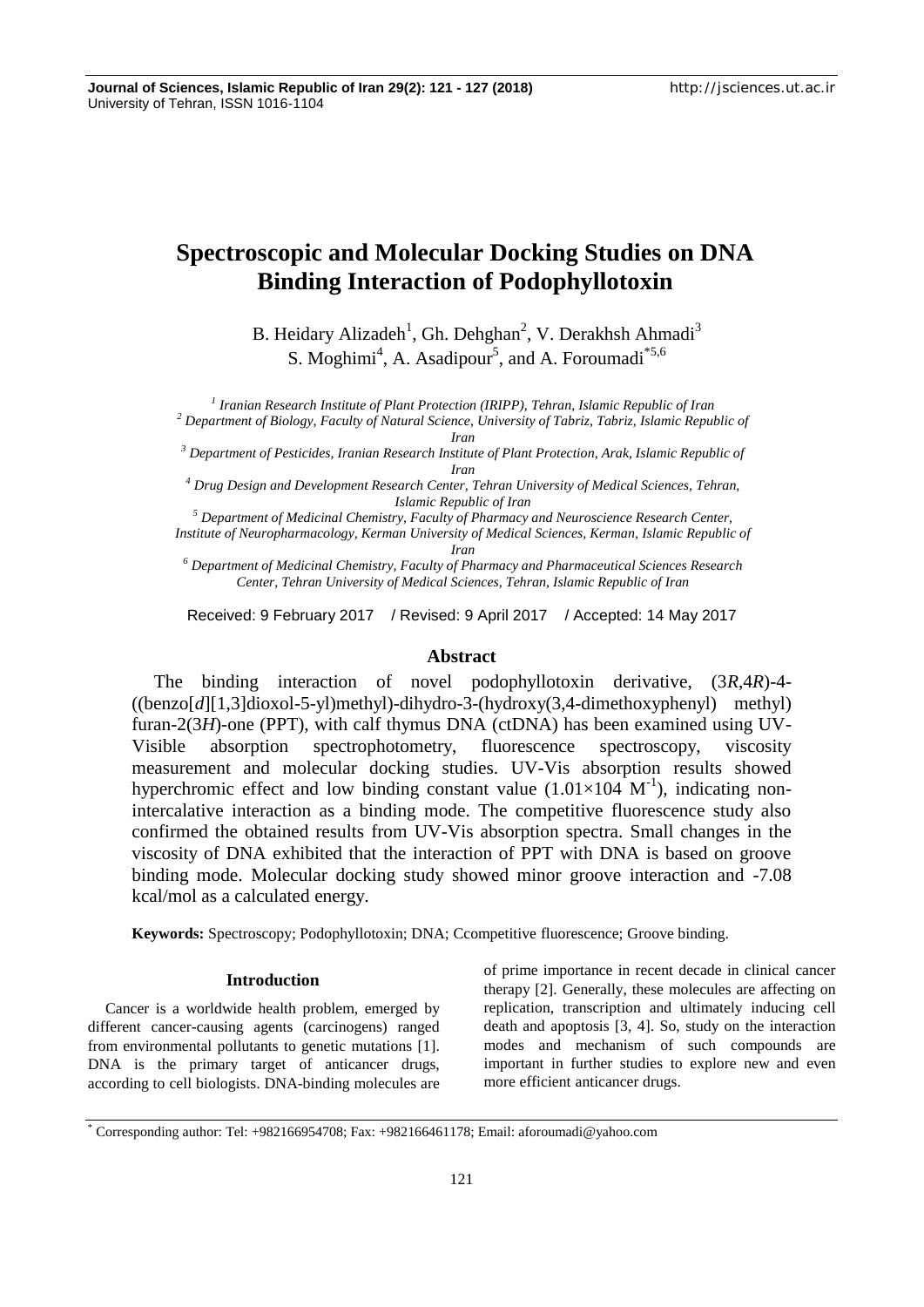# Spectroscopic and Molecular Docking Studies on DNA Binding Interaction of Podophyllotoxin

B. Heidary Alizadeh[1], Gh. Dehghan[2], V. Derakhsh Ahmadi[3]
S. Moghimi[4], A. Asadipour[5], and A. Foroumadi[*5,6]

[1] *Iranian Research Institute of Plant Protection (IRIPP), Tehran, Islamic Republic of Iran*
[2] *Department of Biology, Faculty of Natural Science, University of Tabriz, Tabriz, Islamic Republic of Iran*
[3] *Department of Pesticides, Iranian Research Institute of Plant Protection, Arak, Islamic Republic of Iran*
[4] *Drug Design and Development Research Center, Tehran University of Medical Sciences, Tehran, Islamic Republic of Iran*
[5] *Department of Medicinal Chemistry, Faculty of Pharmacy and Neuroscience Research Center, Institute of Neuropharmacology, Kerman University of Medical Sciences, Kerman, Islamic Republic of Iran*
[6] *Department of Medicinal Chemistry, Faculty of Pharmacy and Pharmaceutical Sciences Research Center, Tehran University of Medical Sciences, Tehran, Islamic Republic of Iran*

Received: 9 February 2017 / Revised: 9 April 2017 / Accepted: 14 May 2017

## Abstract

The binding interaction of novel podophyllotoxin derivative, (3*R*,4*R*)-4-((benzo[*d*][1,3]dioxol-5-yl)methyl)-dihydro-3-(hydroxy(3,4-dimethoxyphenyl) methyl) furan-2(3*H*)-one (PPT), with calf thymus DNA (ctDNA) has been examined using UV-Visible absorption spectrophotometry, fluorescence spectroscopy, viscosity measurement and molecular docking studies. UV-Vis absorption results showed hyperchromic effect and low binding constant value ($1.01\times104\ M^{-1}$), indicating non-intercalative interaction as a binding mode. The competitive fluorescence study also confirmed the obtained results from UV-Vis absorption spectra. Small changes in the viscosity of DNA exhibited that the interaction of PPT with DNA is based on groove binding mode. Molecular docking study showed minor groove interaction and -7.08 kcal/mol as a calculated energy.

**Keywords:** Spectroscopy; Podophyllotoxin; DNA; Ccompetitive fluorescence; Groove binding.

## Introduction

Cancer is a worldwide health problem, emerged by different cancer-causing agents (carcinogens) ranged from environmental pollutants to genetic mutations [1]. DNA is the primary target of anticancer drugs, according to cell biologists. DNA-binding molecules are of prime importance in recent decade in clinical cancer therapy [2]. Generally, these molecules are affecting on replication, transcription and ultimately inducing cell death and apoptosis [3, 4]. So, study on the interaction modes and mechanism of such compounds are important in further studies to explore new and even more efficient anticancer drugs.

[*] Corresponding author: Tel: +982166954708; Fax: +982166461178; Email: aforoumadi@yahoo.com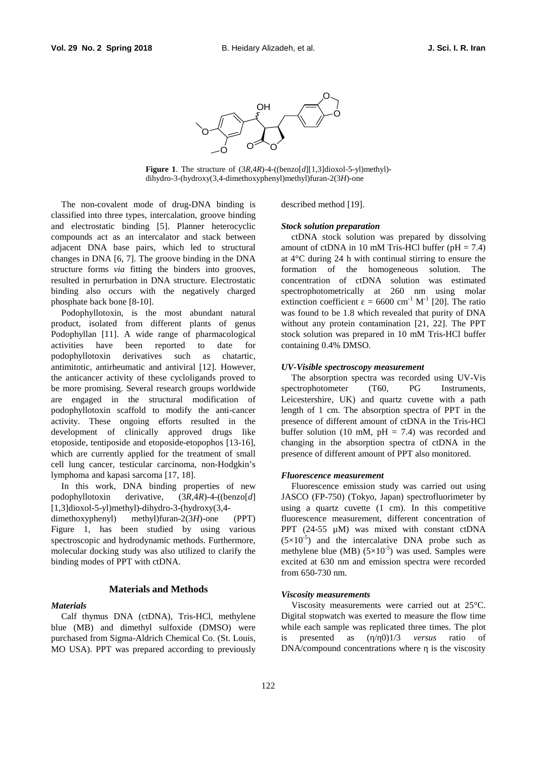**Figure 1**. The structure of (3*R*,4*R*)-4-((benzo[*d*][1,3]dioxol-5-yl)methyl)-dihydro-3-(hydroxy(3,4-dimethoxyphenyl)methyl)furan-2(3*H*)-one

The non-covalent mode of drug-DNA binding is classified into three types, intercalation, groove binding and electrostatic binding [5]. Planner heterocyclic compounds act as an intercalator and stack between adjacent DNA base pairs, which led to structural changes in DNA [6, 7]. The groove binding in the DNA structure forms *via* fitting the binders into grooves, resulted in perturbation in DNA structure. Electrostatic binding also occurs with the negatively charged phosphate back bone [8-10].

Podophyllotoxin, is the most abundant natural product, isolated from different plants of genus Podophyllan [11]. A wide range of pharmacological activities have been reported to date for podophyllotoxin derivatives such as chatartic, antimitotic, antirheumatic and antiviral [12]. However, the anticancer activity of these cycloligands proved to be more promising. Several research groups worldwide are engaged in the structural modification of podophyllotoxin scaffold to modify the anti-cancer activity. These ongoing efforts resulted in the development of clinically approved drugs like etoposide, tentiposide and etoposide-etopophos [13-16], which are currently applied for the treatment of small cell lung cancer, testicular carcinoma, non-Hodgkin's lymphoma and kapasi sarcoma [17, 18].

In this work, DNA binding properties of new podophyllotoxin derivative, (3*R*,4*R*)-4-((benzo[*d*][1,3]dioxol-5-yl)methyl)-dihydro-3-(hydroxy(3,4-dimethoxyphenyl) methyl)furan-2(3*H*)-one (PPT) Figure 1, has been studied by using various spectroscopic and hydrodynamic methods. Furthermore, molecular docking study was also utilized to clarify the binding modes of PPT with ctDNA.

## Materials and Methods

### *Materials*

Calf thymus DNA (ctDNA), Tris-HCl, methylene blue (MB) and dimethyl sulfoxide (DMSO) were purchased from Sigma-Aldrich Chemical Co. (St. Louis, MO USA). PPT was prepared according to previously described method [19].

### *Stock solution preparation*

ctDNA stock solution was prepared by dissolving amount of ctDNA in 10 mM Tris-HCl buffer (pH = 7.4) at 4°C during 24 h with continual stirring to ensure the formation of the homogeneous solution. The concentration of ctDNA solution was estimated spectrophotometrically at 260 nm using molar extinction coefficient $\varepsilon = 6600\ cm^{-1}\ M^{-1}$ [20]. The ratio was found to be 1.8 which revealed that purity of DNA without any protein contamination [21, 22]. The PPT stock solution was prepared in 10 mM Tris-HCl buffer containing 0.4% DMSO.

### *UV-Visible spectroscopy measurement*

The absorption spectra was recorded using UV-Vis spectrophotometer (T60, PG Instruments, Leicestershire, UK) and quartz cuvette with a path length of 1 cm. The absorption spectra of PPT in the presence of different amount of ctDNA in the Tris-HCl buffer solution (10 mM, pH = 7.4) was recorded and changing in the absorption spectra of ctDNA in the presence of different amount of PPT also monitored.

### *Fluorescence measurement*

Fluorescence emission study was carried out using JASCO (FP-750) (Tokyo, Japan) spectrofluorimeter by using a quartz cuvette (1 cm). In this competitive fluorescence measurement, different concentration of PPT (24-55 µM) was mixed with constant ctDNA ($5\times10^{-5}$) and the intercalative DNA probe such as methylene blue (MB) ($5\times10^{-5}$) was used. Samples were excited at 630 nm and emission spectra were recorded from 650-730 nm.

### *Viscosity measurements*

Viscosity measurements were carried out at 25°C. Digital stopwatch was exerted to measure the flow time while each sample was replicated three times. The plot is presented as $(\eta/\eta_0)^{1/3}$ *versus* ratio of DNA/compound concentrations where η is the viscosity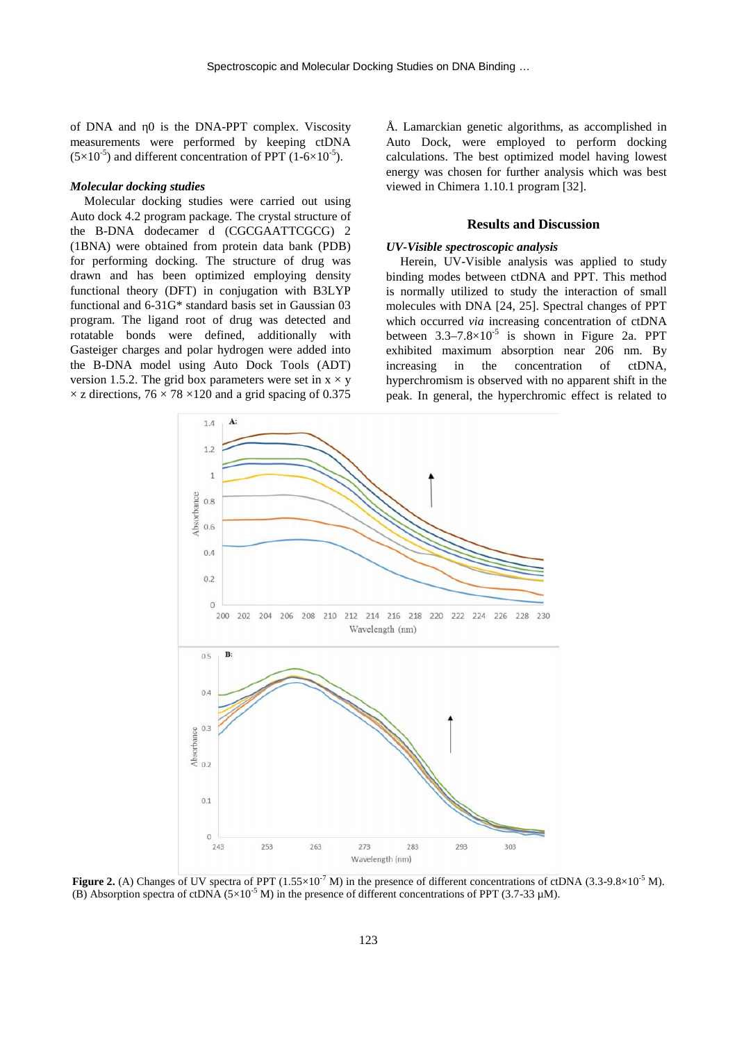of DNA and η0 is the DNA-PPT complex. Viscosity measurements were performed by keeping ctDNA ($5\times10^{-5}$) and different concentration of PPT ($1\text{-}6\times10^{-5}$).

***Molecular docking studies***

Molecular docking studies were carried out using Auto dock 4.2 program package. The crystal structure of the B-DNA dodecamer d (CGCGAATTCGCG) 2 (1BNA) were obtained from protein data bank (PDB) for performing docking. The structure of drug was drawn and has been optimized employing density functional theory (DFT) in conjugation with B3LYP functional and 6-31G* standard basis set in Gaussian 03 program. The ligand root of drug was detected and rotatable bonds were defined, additionally with Gasteiger charges and polar hydrogen were added into the B-DNA model using Auto Dock Tools (ADT) version 1.5.2. The grid box parameters were set in x × y × z directions, 76 × 78 ×120 and a grid spacing of 0.375 Å. Lamarckian genetic algorithms, as accomplished in Auto Dock, were employed to perform docking calculations. The best optimized model having lowest energy was chosen for further analysis which was best viewed in Chimera 1.10.1 program [32].

## Results and Discussion

***UV-Visible spectroscopic analysis***

Herein, UV-Visible analysis was applied to study binding modes between ctDNA and PPT. This method is normally utilized to study the interaction of small molecules with DNA [24, 25]. Spectral changes of PPT which occurred *via* increasing concentration of ctDNA between $3.3\text{–}7.8\times10^{-5}$ is shown in Figure 2a. PPT exhibited maximum absorption near 206 nm. By increasing in the concentration of ctDNA, hyperchromism is observed with no apparent shift in the peak. In general, the hyperchromic effect is related to

**Figure 2.** (A) Changes of UV spectra of PPT ($1.55\times10^{-7}$ M) in the presence of different concentrations of ctDNA ($3.3\text{-}9.8\times10^{-5}$ M). (B) Absorption spectra of ctDNA ($5\times10^{-5}$ M) in the presence of different concentrations of PPT (3.7-33 µM).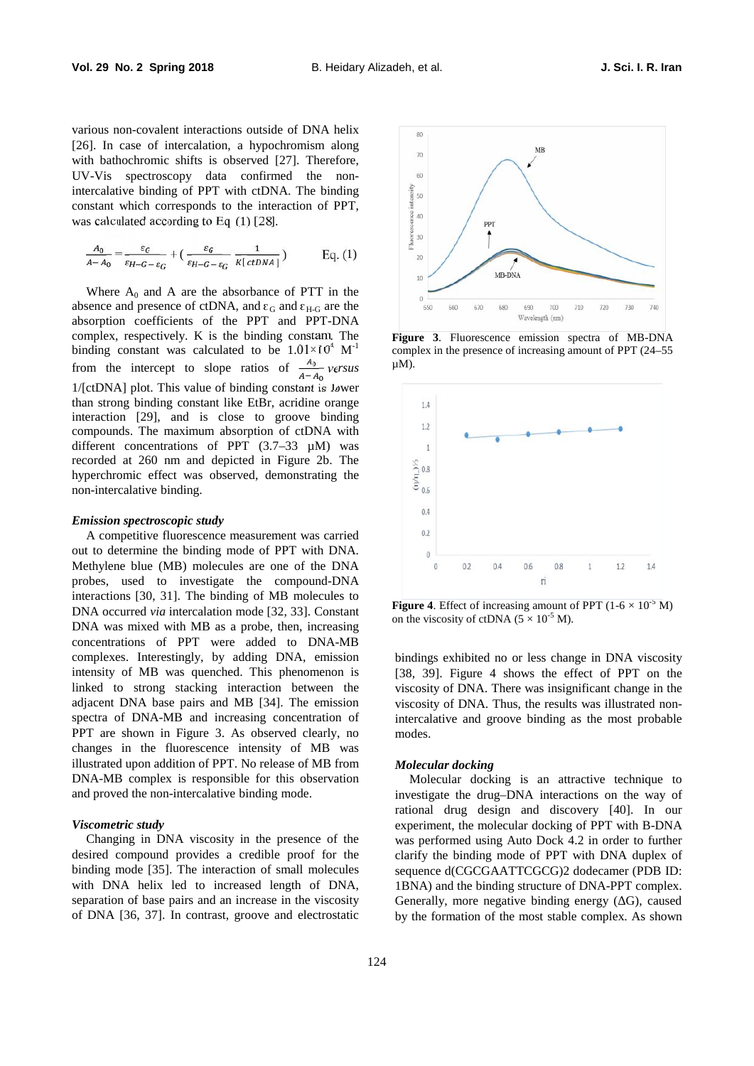various non-covalent interactions outside of DNA helix [26]. In case of intercalation, a hypochromism along with bathochromic shifts is observed [27]. Therefore, UV-Vis spectroscopy data confirmed the non-intercalative binding of PPT with ctDNA. The binding constant which corresponds to the interaction of PPT, was calculated according to Eq (1) [28].

$$\frac{A_0}{A-A_0} = \frac{\varepsilon_G}{\varepsilon_{H-G}-\varepsilon_G} + \left(\frac{\varepsilon_G}{\varepsilon_{H-G}-\varepsilon_G}\frac{1}{K[ctDNA]}\right) \qquad \text{Eq. (1)}$$

Where $A_0$ and A are the absorbance of PTT in the absence and presence of ctDNA, and $\varepsilon_G$ and $\varepsilon_{H-G}$ are the absorption coefficients of the PPT and PPT-DNA complex, respectively. K is the binding constant. The binding constant was calculated to be $1.01\times10^4$ $M^{-1}$ from the intercept to slope ratios of $\frac{A_0}{A-A_0}$ *versus* 1/[ctDNA] plot. This value of binding constant is lower than strong binding constant like EtBr, acridine orange interaction [29], and is close to groove binding compounds. The maximum absorption of ctDNA with different concentrations of PPT (3.7–33 µM) was recorded at 260 nm and depicted in Figure 2b. The hyperchromic effect was observed, demonstrating the non-intercalative binding.

### *Emission spectroscopic study*

A competitive fluorescence measurement was carried out to determine the binding mode of PPT with DNA. Methylene blue (MB) molecules are one of the DNA probes, used to investigate the compound-DNA interactions [30, 31]. The binding of MB molecules to DNA occurred *via* intercalation mode [32, 33]. Constant DNA was mixed with MB as a probe, then, increasing concentrations of PPT were added to DNA-MB complexes. Interestingly, by adding DNA, emission intensity of MB was quenched. This phenomenon is linked to strong stacking interaction between the adjacent DNA base pairs and MB [34]. The emission spectra of DNA-MB and increasing concentration of PPT are shown in Figure 3. As observed clearly, no changes in the fluorescence intensity of MB was illustrated upon addition of PPT. No release of MB from DNA-MB complex is responsible for this observation and proved the non-intercalative binding mode.

**Figure 3**. Fluorescence emission spectra of MB-DNA complex in the presence of increasing amount of PPT (24–55 µM).

### *Viscometric study*

Changing in DNA viscosity in the presence of the desired compound provides a credible proof for the binding mode [35]. The interaction of small molecules with DNA helix led to increased length of DNA, separation of base pairs and an increase in the viscosity of DNA [36, 37]. In contrast, groove and electrostatic bindings exhibited no or less change in DNA viscosity [38, 39]. Figure 4 shows the effect of PPT on the viscosity of DNA. There was insignificant change in the viscosity of DNA. Thus, the results was illustrated non-intercalative and groove binding as the most probable modes.

**Figure 4**. Effect of increasing amount of PPT (1-6 × $10^{-5}$ M) on the viscosity of ctDNA (5 × $10^{-5}$ M).

### *Molecular docking*

Molecular docking is an attractive technique to investigate the drug–DNA interactions on the way of rational drug design and discovery [40]. In our experiment, the molecular docking of PPT with B-DNA was performed using Auto Dock 4.2 in order to further clarify the binding mode of PPT with DNA duplex of sequence d(CGCGAATTCGCG)2 dodecamer (PDB ID: 1BNA) and the binding structure of DNA-PPT complex. Generally, more negative binding energy (ΔG), caused by the formation of the most stable complex. As shown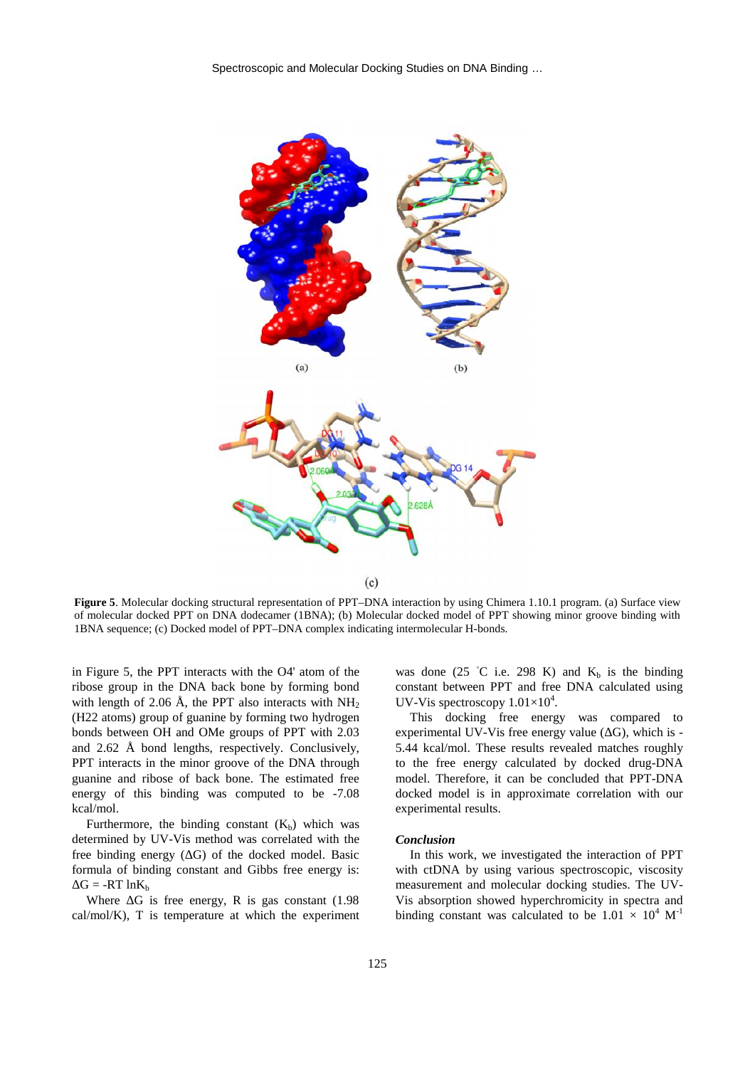**Figure 5**. Molecular docking structural representation of PPT–DNA interaction by using Chimera 1.10.1 program. (a) Surface view of molecular docked PPT on DNA dodecamer (1BNA); (b) Molecular docked model of PPT showing minor groove binding with 1BNA sequence; (c) Docked model of PPT–DNA complex indicating intermolecular H-bonds.

in Figure 5, the PPT interacts with the O4' atom of the ribose group in the DNA back bone by forming bond with length of 2.06 Å, the PPT also interacts with $NH_2$ (H22 atoms) group of guanine by forming two hydrogen bonds between OH and OMe groups of PPT with 2.03 and 2.62 Å bond lengths, respectively. Conclusively, PPT interacts in the minor groove of the DNA through guanine and ribose of back bone. The estimated free energy of this binding was computed to be -7.08 kcal/mol.

Furthermore, the binding constant ($K_b$) which was determined by UV-Vis method was correlated with the free binding energy ($\Delta G$) of the docked model. Basic formula of binding constant and Gibbs free energy is: $\Delta G = -RT \ln K_b$

Where $\Delta G$ is free energy, R is gas constant (1.98 cal/mol/K), T is temperature at which the experiment was done (25 °C i.e. 298 K) and $K_b$ is the binding constant between PPT and free DNA calculated using UV-Vis spectroscopy $1.01 \times 10^4$.

This docking free energy was compared to experimental UV-Vis free energy value ($\Delta G$), which is -5.44 kcal/mol. These results revealed matches roughly to the free energy calculated by docked drug-DNA model. Therefore, it can be concluded that PPT-DNA docked model is in approximate correlation with our experimental results.

### *Conclusion*

In this work, we investigated the interaction of PPT with ctDNA by using various spectroscopic, viscosity measurement and molecular docking studies. The UV-Vis absorption showed hyperchromicity in spectra and binding constant was calculated to be $1.01 \times 10^4$ $M^{-1}$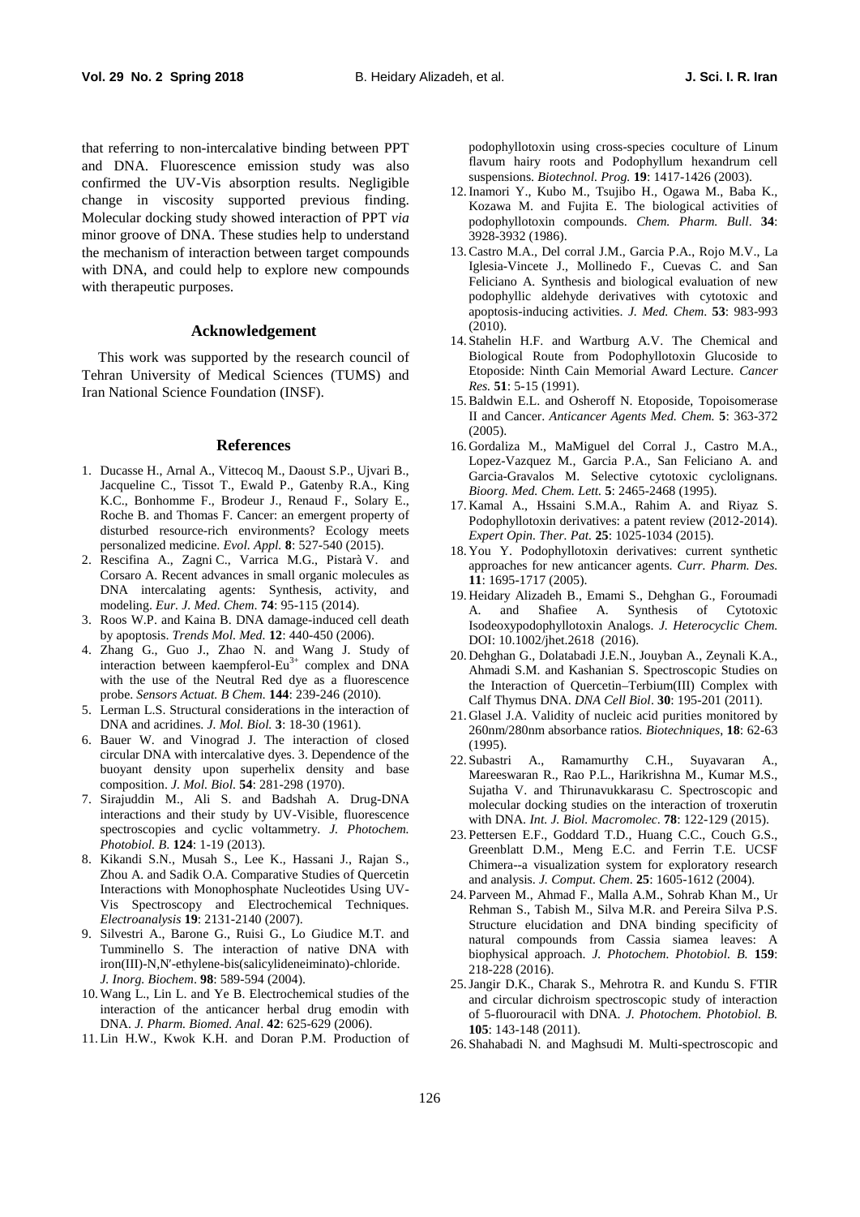that referring to non-intercalative binding between PPT and DNA. Fluorescence emission study was also confirmed the UV-Vis absorption results. Negligible change in viscosity supported previous finding. Molecular docking study showed interaction of PPT *via* minor groove of DNA. These studies help to understand the mechanism of interaction between target compounds with DNA, and could help to explore new compounds with therapeutic purposes.

## Acknowledgement

This work was supported by the research council of Tehran University of Medical Sciences (TUMS) and Iran National Science Foundation (INSF).

## References

1. Ducasse H., Arnal A., Vittecoq M., Daoust S.P., Ujvari B., Jacqueline C., Tissot T., Ewald P., Gatenby R.A., King K.C., Bonhomme F., Brodeur J., Renaud F., Solary E., Roche B. and Thomas F. Cancer: an emergent property of disturbed resource-rich environments? Ecology meets personalized medicine. *Evol. Appl.* **8**: 527-540 (2015).
2. Rescifina A., Zagni C., Varrica M.G., Pistarà V. and Corsaro A. Recent advances in small organic molecules as DNA intercalating agents: Synthesis, activity, and modeling. *Eur. J. Med. Chem*. **74**: 95-115 (2014).
3. Roos W.P. and Kaina B. DNA damage-induced cell death by apoptosis. *Trends Mol. Med.* **12**: 440-450 (2006).
4. Zhang G., Guo J., Zhao N. and Wang J. Study of interaction between kaempferol-$Eu^{3+}$ complex and DNA with the use of the Neutral Red dye as a fluorescence probe. *Sensors Actuat. B Chem.* **144**: 239-246 (2010).
5. Lerman L.S. Structural considerations in the interaction of DNA and acridines. *J. Mol. Biol.* **3**: 18-30 (1961).
6. Bauer W. and Vinograd J. The interaction of closed circular DNA with intercalative dyes. 3. Dependence of the buoyant density upon superhelix density and base composition. *J. Mol. Biol.* **54**: 281-298 (1970).
7. Sirajuddin M., Ali S. and Badshah A. Drug-DNA interactions and their study by UV-Visible, fluorescence spectroscopies and cyclic voltammetry. *J. Photochem. Photobiol. B*. **124**: 1-19 (2013).
8. Kikandi S.N., Musah S., Lee K., Hassani J., Rajan S., Zhou A. and Sadik O.A. Comparative Studies of Quercetin Interactions with Monophosphate Nucleotides Using UV-Vis Spectroscopy and Electrochemical Techniques. *Electroanalysis* **19**: 2131-2140 (2007).
9. Silvestri A., Barone G., Ruisi G., Lo Giudice M.T. and Tumminello S. The interaction of native DNA with iron(III)-N,N′-ethylene-bis(salicylideneiminato)-chloride. *J. Inorg. Biochem*. **98**: 589-594 (2004).
10. Wang L., Lin L. and Ye B. Electrochemical studies of the interaction of the anticancer herbal drug emodin with DNA. *J. Pharm. Biomed. Anal*. **42**: 625-629 (2006).
11. Lin H.W., Kwok K.H. and Doran P.M. Production of podophyllotoxin using cross-species coculture of Linum flavum hairy roots and Podophyllum hexandrum cell suspensions. *Biotechnol. Prog.* **19**: 1417-1426 (2003).
12. Inamori Y., Kubo M., Tsujibo H., Ogawa M., Baba K., Kozawa M. and Fujita E. The biological activities of podophyllotoxin compounds. *Chem. Pharm. Bull*. **34**: 3928-3932 (1986).
13. Castro M.A., Del corral J.M., Garcia P.A., Rojo M.V., La Iglesia-Vincete J., Mollinedo F., Cuevas C. and San Feliciano A. Synthesis and biological evaluation of new podophyllic aldehyde derivatives with cytotoxic and apoptosis-inducing activities. *J. Med. Chem*. **53**: 983-993 (2010).
14. Stahelin H.F. and Wartburg A.V. The Chemical and Biological Route from Podophyllotoxin Glucoside to Etoposide: Ninth Cain Memorial Award Lecture. *Cancer Res.* **51**: 5-15 (1991).
15. Baldwin E.L. and Osheroff N. Etoposide, Topoisomerase II and Cancer. *Anticancer Agents Med. Chem.* **5**: 363-372 (2005).
16. Gordaliza M., MaMiguel del Corral J., Castro M.A., Lopez-Vazquez M., Garcia P.A., San Feliciano A. and Garcia-Gravalos M. Selective cytotoxic cyclolignans. *Bioorg. Med. Chem. Lett.* **5**: 2465-2468 (1995).
17. Kamal A., Hssaini S.M.A., Rahim A. and Riyaz S. Podophyllotoxin derivatives: a patent review (2012-2014). *Expert Opin. Ther. Pat.* **25**: 1025-1034 (2015).
18. You Y. Podophyllotoxin derivatives: current synthetic approaches for new anticancer agents. *Curr. Pharm. Des.* **11**: 1695-1717 (2005).
19. Heidary Alizadeh B., Emami S., Dehghan G., Foroumadi A. and Shafiee A. Synthesis of Cytotoxic Isodeoxypodophyllotoxin Analogs. *J. Heterocyclic Chem.* DOI: 10.1002/jhet.2618 (2016).
20. Dehghan G., Dolatabadi J.E.N., Jouyban A., Zeynali K.A., Ahmadi S.M. and Kashanian S. Spectroscopic Studies on the Interaction of Quercetin–Terbium(III) Complex with Calf Thymus DNA. *DNA Cell Biol*. **30**: 195-201 (2011).
21. Glasel J.A. Validity of nucleic acid purities monitored by 260nm/280nm absorbance ratios. *Biotechniques*, **18**: 62-63 (1995).
22. Subastri A., Ramamurthy C.H., Suyavaran A., Mareeswaran R., Rao P.L., Harikrishna M., Kumar M.S., Sujatha V. and Thirunavukkarasu C. Spectroscopic and molecular docking studies on the interaction of troxerutin with DNA. *Int. J. Biol. Macromolec*. **78**: 122-129 (2015).
23. Pettersen E.F., Goddard T.D., Huang C.C., Couch G.S., Greenblatt D.M., Meng E.C. and Ferrin T.E. UCSF Chimera--a visualization system for exploratory research and analysis. *J. Comput. Chem*. **25**: 1605-1612 (2004).
24. Parveen M., Ahmad F., Malla A.M., Sohrab Khan M., Ur Rehman S., Tabish M., Silva M.R. and Pereira Silva P.S. Structure elucidation and DNA binding specificity of natural compounds from Cassia siamea leaves: A biophysical approach. *J. Photochem. Photobiol. B.* **159**: 218-228 (2016).
25. Jangir D.K., Charak S., Mehrotra R. and Kundu S. FTIR and circular dichroism spectroscopic study of interaction of 5-fluorouracil with DNA. *J. Photochem. Photobiol. B.* **105**: 143-148 (2011).
26. Shahabadi N. and Maghsudi M. Multi-spectroscopic and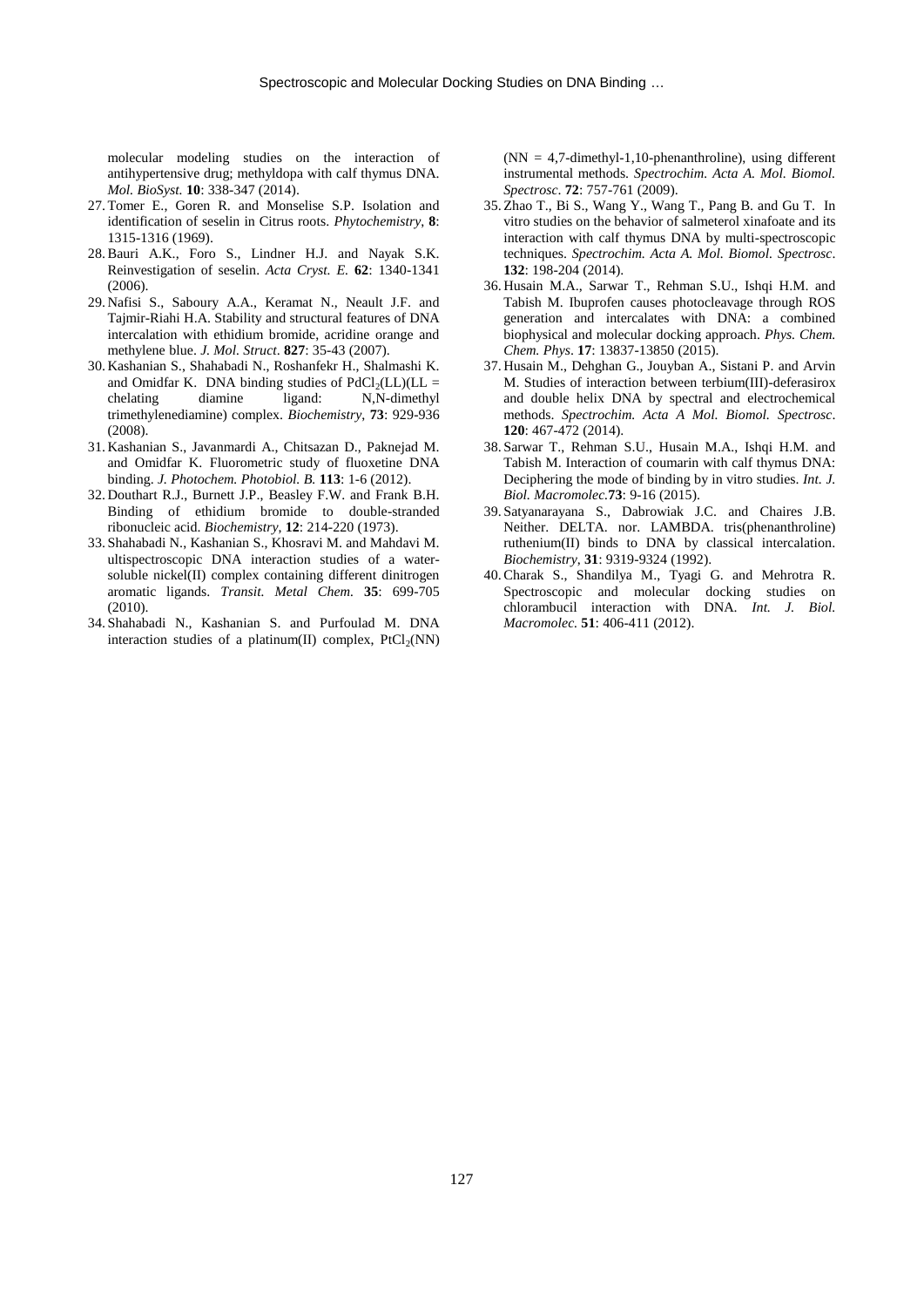molecular modeling studies on the interaction of antihypertensive drug; methyldopa with calf thymus DNA. *Mol. BioSyst.* **10**: 338-347 (2014).

27. Tomer E., Goren R. and Monselise S.P. Isolation and identification of seselin in Citrus roots. *Phytochemistry*, **8**: 1315-1316 (1969).
28. Bauri A.K., Foro S., Lindner H.J. and Nayak S.K. Reinvestigation of seselin. *Acta Cryst. E.* **62**: 1340-1341 (2006).
29. Nafisi S., Saboury A.A., Keramat N., Neault J.F. and Tajmir-Riahi H.A. Stability and structural features of DNA intercalation with ethidium bromide, acridine orange and methylene blue. *J. Mol. Struct*. **827**: 35-43 (2007).
30. Kashanian S., Shahabadi N., Roshanfekr H., Shalmashi K. and Omidfar K. DNA binding studies of $PdCl_2$(LL)(LL = chelating diamine ligand: N,N-dimethyl trimethylenediamine) complex. *Biochemistry*, **73**: 929-936 (2008).
31. Kashanian S., Javanmardi A., Chitsazan D., Paknejad M. and Omidfar K. Fluorometric study of fluoxetine DNA binding. *J. Photochem. Photobiol. B.* **113**: 1-6 (2012).
32. Douthart R.J., Burnett J.P., Beasley F.W. and Frank B.H. Binding of ethidium bromide to double-stranded ribonucleic acid. *Biochemistry*, **12**: 214-220 (1973).
33. Shahabadi N., Kashanian S., Khosravi M. and Mahdavi M. ultispectroscopic DNA interaction studies of a water-soluble nickel(II) complex containing different dinitrogen aromatic ligands. *Transit. Metal Chem.* **35**: 699-705 (2010).
34. Shahabadi N., Kashanian S. and Purfoulad M. DNA interaction studies of a platinum(II) complex, $PtCl_2$(NN) (NN = 4,7-dimethyl-1,10-phenanthroline), using different instrumental methods. *Spectrochim. Acta A. Mol. Biomol. Spectrosc*. **72**: 757-761 (2009).
35. Zhao T., Bi S., Wang Y., Wang T., Pang B. and Gu T. In vitro studies on the behavior of salmeterol xinafoate and its interaction with calf thymus DNA by multi-spectroscopic techniques. *Spectrochim. Acta A. Mol. Biomol. Spectrosc*. **132**: 198-204 (2014).
36. Husain M.A., Sarwar T., Rehman S.U., Ishqi H.M. and Tabish M. Ibuprofen causes photocleavage through ROS generation and intercalates with DNA: a combined biophysical and molecular docking approach. *Phys. Chem. Chem. Phys*. **17**: 13837-13850 (2015).
37. Husain M., Dehghan G., Jouyban A., Sistani P. and Arvin M. Studies of interaction between terbium(III)-deferasirox and double helix DNA by spectral and electrochemical methods. *Spectrochim. Acta A Mol. Biomol. Spectrosc*. **120**: 467-472 (2014).
38. Sarwar T., Rehman S.U., Husain M.A., Ishqi H.M. and Tabish M. Interaction of coumarin with calf thymus DNA: Deciphering the mode of binding by in vitro studies. *Int. J. Biol. Macromolec.***73**: 9-16 (2015).
39. Satyanarayana S., Dabrowiak J.C. and Chaires J.B. Neither. DELTA. nor. LAMBDA. tris(phenanthroline) ruthenium(II) binds to DNA by classical intercalation. *Biochemistry*, **31**: 9319-9324 (1992).
40. Charak S., Shandilya M., Tyagi G. and Mehrotra R. Spectroscopic and molecular docking studies on chlorambucil interaction with DNA. *Int. J. Biol. Macromolec.* **51**: 406-411 (2012).